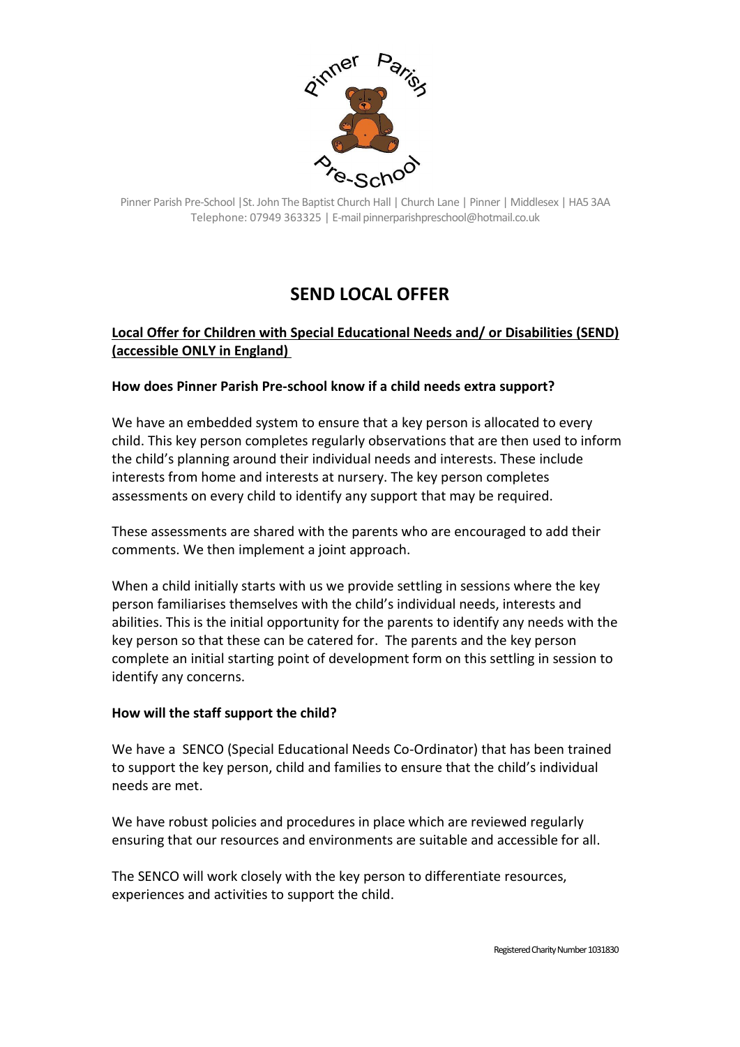Pinner Parish Pre-School |St. John The Baptist Church Hall | Church Lane | Pinner | Middlesex | HA5 3AA
Telephone: 07949 363325 | E-mail pinnerparishpreschool@hotmail.co.uk

# SEND LOCAL OFFER

**Local Offer for Children with Special Educational Needs and/ or Disabilities (SEND) (accessible ONLY in England)**

**How does Pinner Parish Pre-school know if a child needs extra support?**

We have an embedded system to ensure that a key person is allocated to every child. This key person completes regularly observations that are then used to inform the child's planning around their individual needs and interests. These include interests from home and interests at nursery. The key person completes assessments on every child to identify any support that may be required.

These assessments are shared with the parents who are encouraged to add their comments. We then implement a joint approach.

When a child initially starts with us we provide settling in sessions where the key person familiarises themselves with the child's individual needs, interests and abilities. This is the initial opportunity for the parents to identify any needs with the key person so that these can be catered for. The parents and the key person complete an initial starting point of development form on this settling in session to identify any concerns.

**How will the staff support the child?**

We have a SENCO (Special Educational Needs Co-Ordinator) that has been trained to support the key person, child and families to ensure that the child's individual needs are met.

We have robust policies and procedures in place which are reviewed regularly ensuring that our resources and environments are suitable and accessible for all.

The SENCO will work closely with the key person to differentiate resources, experiences and activities to support the child.

Registered Charity Number 1031830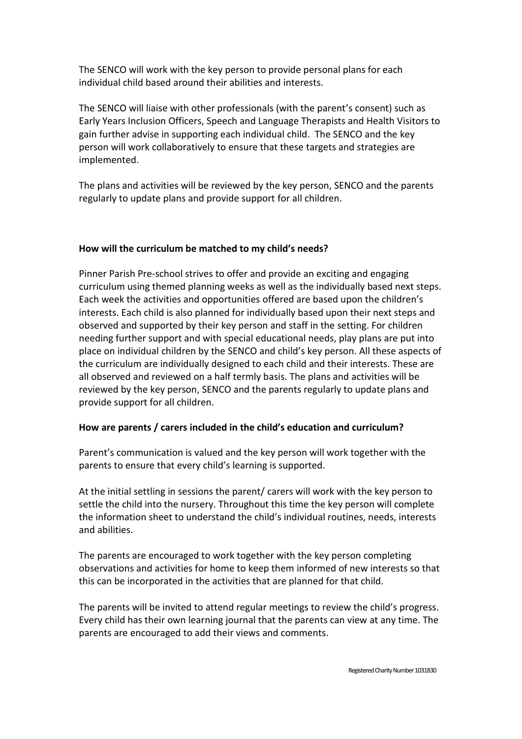The SENCO will work with the key person to provide personal plans for each individual child based around their abilities and interests.

The SENCO will liaise with other professionals (with the parent's consent) such as Early Years Inclusion Officers, Speech and Language Therapists and Health Visitors to gain further advise in supporting each individual child. The SENCO and the key person will work collaboratively to ensure that these targets and strategies are implemented.

The plans and activities will be reviewed by the key person, SENCO and the parents regularly to update plans and provide support for all children.

**How will the curriculum be matched to my child's needs?**

Pinner Parish Pre-school strives to offer and provide an exciting and engaging curriculum using themed planning weeks as well as the individually based next steps. Each week the activities and opportunities offered are based upon the children's interests. Each child is also planned for individually based upon their next steps and observed and supported by their key person and staff in the setting. For children needing further support and with special educational needs, play plans are put into place on individual children by the SENCO and child's key person. All these aspects of the curriculum are individually designed to each child and their interests. These are all observed and reviewed on a half termly basis. The plans and activities will be reviewed by the key person, SENCO and the parents regularly to update plans and provide support for all children.

**How are parents / carers included in the child's education and curriculum?**

Parent's communication is valued and the key person will work together with the parents to ensure that every child's learning is supported.

At the initial settling in sessions the parent/ carers will work with the key person to settle the child into the nursery. Throughout this time the key person will complete the information sheet to understand the child's individual routines, needs, interests and abilities.

The parents are encouraged to work together with the key person completing observations and activities for home to keep them informed of new interests so that this can be incorporated in the activities that are planned for that child.

The parents will be invited to attend regular meetings to review the child's progress. Every child has their own learning journal that the parents can view at any time. The parents are encouraged to add their views and comments.

Registered Charity Number 1031830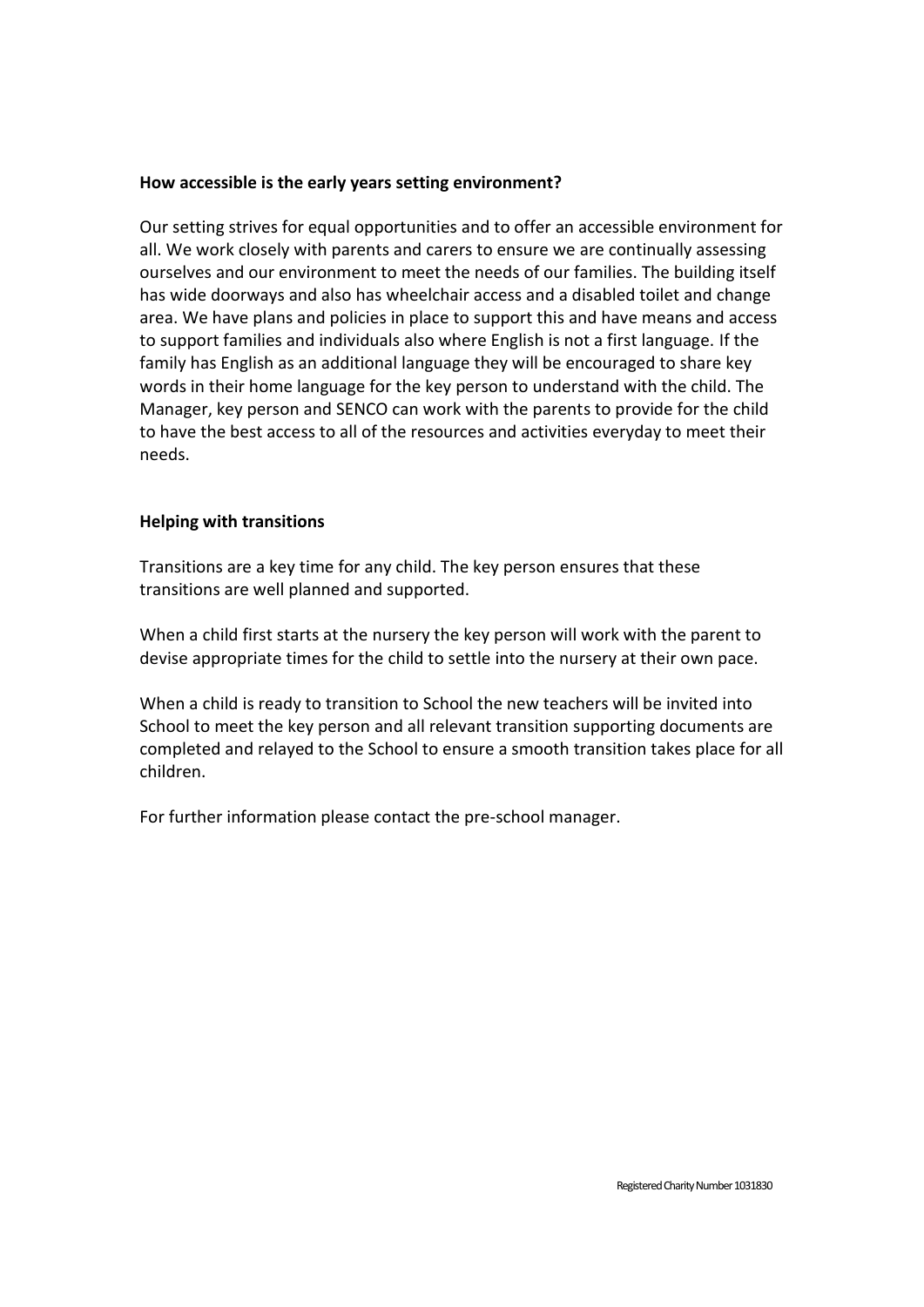**How accessible is the early years setting environment?**

Our setting strives for equal opportunities and to offer an accessible environment for all. We work closely with parents and carers to ensure we are continually assessing ourselves and our environment to meet the needs of our families. The building itself has wide doorways and also has wheelchair access and a disabled toilet and change area. We have plans and policies in place to support this and have means and access to support families and individuals also where English is not a first language. If the family has English as an additional language they will be encouraged to share key words in their home language for the key person to understand with the child. The Manager, key person and SENCO can work with the parents to provide for the child to have the best access to all of the resources and activities everyday to meet their needs.

**Helping with transitions**

Transitions are a key time for any child. The key person ensures that these transitions are well planned and supported.

When a child first starts at the nursery the key person will work with the parent to devise appropriate times for the child to settle into the nursery at their own pace.

When a child is ready to transition to School the new teachers will be invited into School to meet the key person and all relevant transition supporting documents are completed and relayed to the School to ensure a smooth transition takes place for all children.

For further information please contact the pre-school manager.

Registered Charity Number 1031830